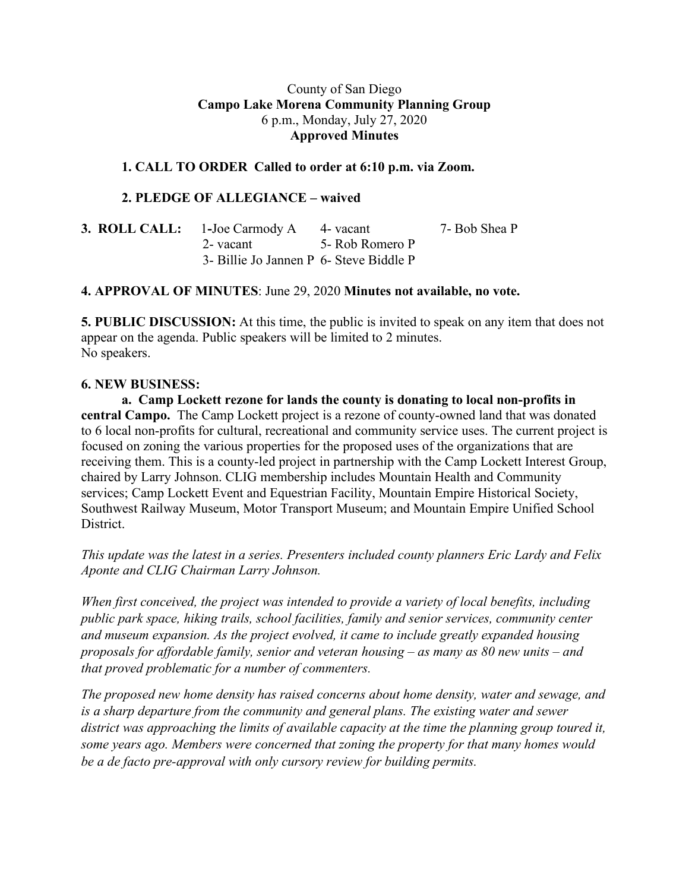County of San Diego

**Campo Lake Morena Community Planning Group**

6 p.m., Monday, July 27, 2020

**Approved Minutes**

**1. CALL TO ORDER Called to order at 6:10 p.m. via Zoom.**

**2. PLEDGE OF ALLEGIANCE – waived**

**3. ROLL CALL:**

| | | |
|---|---|---|
| 1-Joe Carmody A | 4- vacant | 7- Bob Shea P |
| 2- vacant | 5- Rob Romero P | |
| 3- Billie Jo Jannen P | 6- Steve Biddle P | |

**4. APPROVAL OF MINUTES**: June 29, 2020 **Minutes not available, no vote.**

**5. PUBLIC DISCUSSION:** At this time, the public is invited to speak on any item that does not appear on the agenda. Public speakers will be limited to 2 minutes.
No speakers.

**6. NEW BUSINESS:**

**a. Camp Lockett rezone for lands the county is donating to local non-profits in central Campo.** The Camp Lockett project is a rezone of county-owned land that was donated to 6 local non-profits for cultural, recreational and community service uses. The current project is focused on zoning the various properties for the proposed uses of the organizations that are receiving them. This is a county-led project in partnership with the Camp Lockett Interest Group, chaired by Larry Johnson. CLIG membership includes Mountain Health and Community services; Camp Lockett Event and Equestrian Facility, Mountain Empire Historical Society, Southwest Railway Museum, Motor Transport Museum; and Mountain Empire Unified School District.

*This update was the latest in a series. Presenters included county planners Eric Lardy and Felix Aponte and CLIG Chairman Larry Johnson.*

*When first conceived, the project was intended to provide a variety of local benefits, including public park space, hiking trails, school facilities, family and senior services, community center and museum expansion. As the project evolved, it came to include greatly expanded housing proposals for affordable family, senior and veteran housing – as many as 80 new units – and that proved problematic for a number of commenters.*

*The proposed new home density has raised concerns about home density, water and sewage, and is a sharp departure from the community and general plans. The existing water and sewer district was approaching the limits of available capacity at the time the planning group toured it, some years ago. Members were concerned that zoning the property for that many homes would be a de facto pre-approval with only cursory review for building permits.*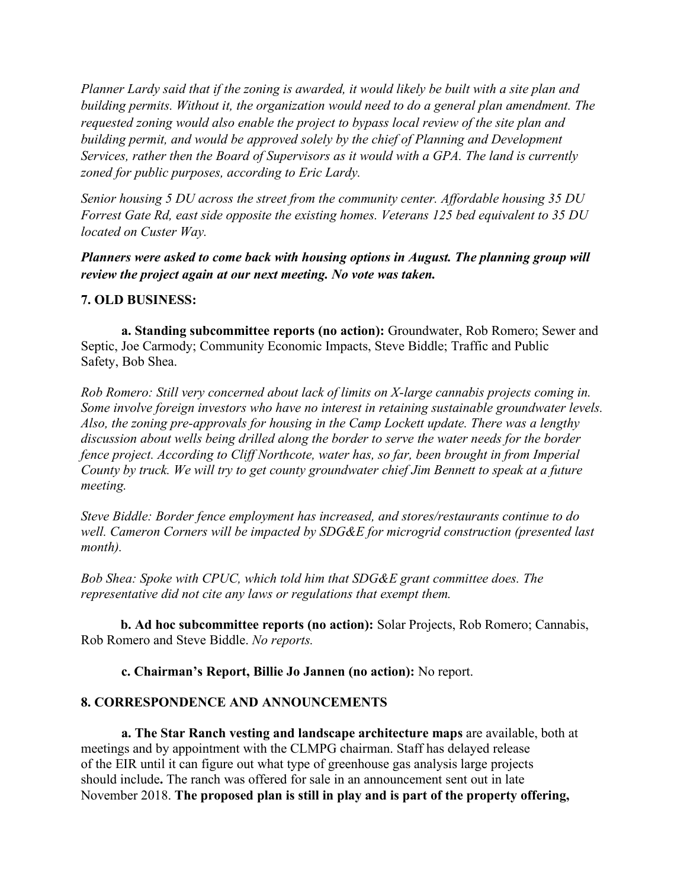*Planner Lardy said that if the zoning is awarded, it would likely be built with a site plan and building permits. Without it, the organization would need to do a general plan amendment. The requested zoning would also enable the project to bypass local review of the site plan and building permit, and would be approved solely by the chief of Planning and Development Services, rather then the Board of Supervisors as it would with a GPA. The land is currently zoned for public purposes, according to Eric Lardy.*

*Senior housing 5 DU across the street from the community center. Affordable housing 35 DU Forrest Gate Rd, east side opposite the existing homes. Veterans 125 bed equivalent to 35 DU located on Custer Way.*

***Planners were asked to come back with housing options in August. The planning group will review the project again at our next meeting. No vote was taken.***

**7. OLD BUSINESS:**

**a. Standing subcommittee reports (no action):** Groundwater, Rob Romero; Sewer and Septic, Joe Carmody; Community Economic Impacts, Steve Biddle; Traffic and Public Safety, Bob Shea.

*Rob Romero: Still very concerned about lack of limits on X-large cannabis projects coming in. Some involve foreign investors who have no interest in retaining sustainable groundwater levels. Also, the zoning pre-approvals for housing in the Camp Lockett update. There was a lengthy discussion about wells being drilled along the border to serve the water needs for the border fence project. According to Cliff Northcote, water has, so far, been brought in from Imperial County by truck. We will try to get county groundwater chief Jim Bennett to speak at a future meeting.*

*Steve Biddle: Border fence employment has increased, and stores/restaurants continue to do well. Cameron Corners will be impacted by SDG&E for microgrid construction (presented last month).*

*Bob Shea: Spoke with CPUC, which told him that SDG&E grant committee does. The representative did not cite any laws or regulations that exempt them.*

**b. Ad hoc subcommittee reports (no action):** Solar Projects, Rob Romero; Cannabis, Rob Romero and Steve Biddle. *No reports.*

**c. Chairman's Report, Billie Jo Jannen (no action):** No report.

**8. CORRESPONDENCE AND ANNOUNCEMENTS**

**a. The Star Ranch vesting and landscape architecture maps** are available, both at meetings and by appointment with the CLMPG chairman. Staff has delayed release of the EIR until it can figure out what type of greenhouse gas analysis large projects should include**.** The ranch was offered for sale in an announcement sent out in late November 2018. **The proposed plan is still in play and is part of the property offering,**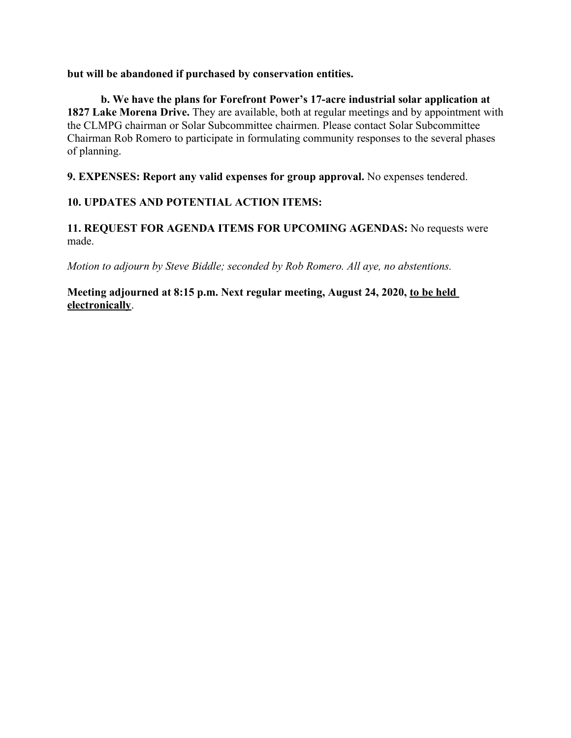**but will be abandoned if purchased by conservation entities.**

**b. We have the plans for Forefront Power's 17-acre industrial solar application at 1827 Lake Morena Drive.** They are available, both at regular meetings and by appointment with the CLMPG chairman or Solar Subcommittee chairmen. Please contact Solar Subcommittee Chairman Rob Romero to participate in formulating community responses to the several phases of planning.

**9. EXPENSES: Report any valid expenses for group approval.** No expenses tendered.

**10. UPDATES AND POTENTIAL ACTION ITEMS:**

**11. REQUEST FOR AGENDA ITEMS FOR UPCOMING AGENDAS:** No requests were made.

*Motion to adjourn by Steve Biddle; seconded by Rob Romero. All aye, no abstentions.*

**Meeting adjourned at 8:15 p.m. Next regular meeting, August 24, 2020, <u>to be held electronically</u>.**